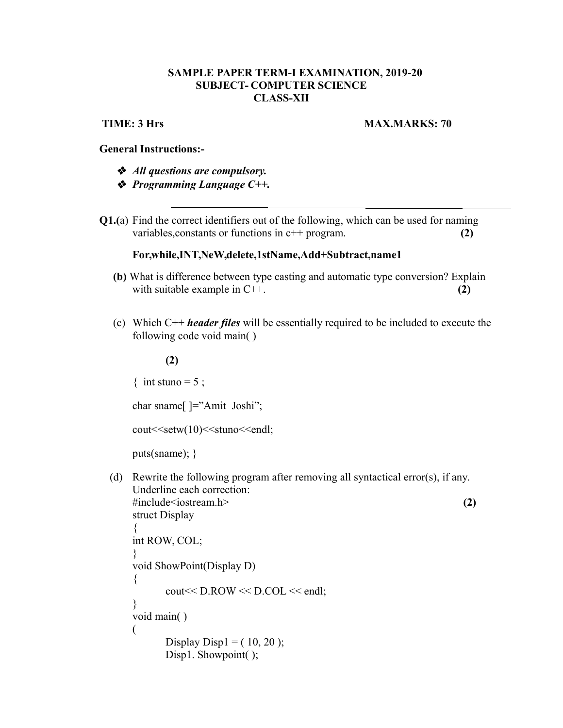**SAMPLE PAPER TERM-I EXAMINATION, 2019-20**
**SUBJECT- COMPUTER SCIENCE**
**CLASS-XII**

**TIME: 3 Hrs** **MAX.MARKS: 70**

**General Instructions:-**

- ***All questions are compulsory.***
- ***Programming Language C++.***

---

**Q1.(**a) Find the correct identifiers out of the following, which can be used for naming variables,constants or functions in c++ program. **(2)**

**For,while,INT,NeW,delete,1stName,Add+Subtract,name1**

**(b)** What is difference between type casting and automatic type conversion? Explain with suitable example in C++. **(2)**

(c) Which C++ ***header files*** will be essentially required to be included to execute the following code void main( )

**(2)**

```
{  int stuno = 5 ;

char sname[ ]="Amit  Joshi";

cout<<setw(10)<<stuno<<endl;

puts(sname); }
```

(d) Rewrite the following program after removing all syntactical error(s), if any. Underline each correction: **(2)**

```
#include<iostream.h>
struct Display
{
int ROW, COL;
}
void ShowPoint(Display D)
{
        cout<< D.ROW << D.COL << endl;
}
void main( )
(
        Display Disp1 = ( 10, 20 );
        Disp1. Showpoint( );
```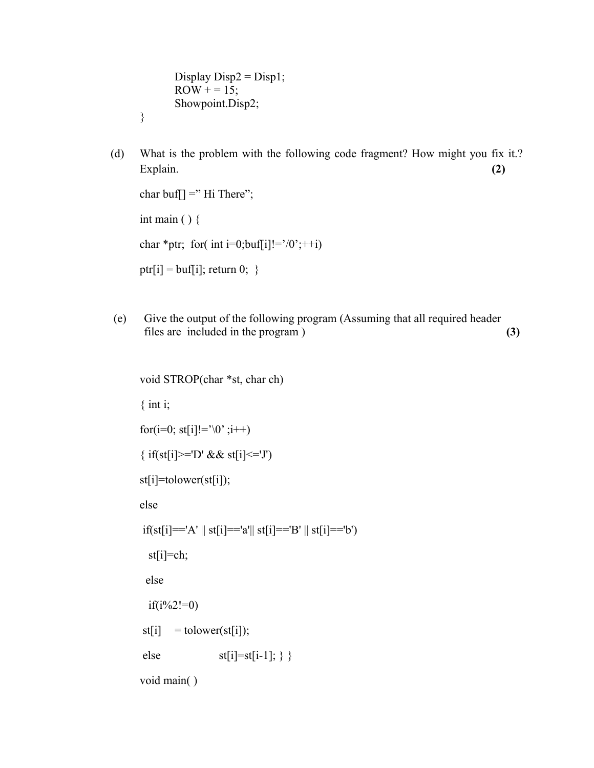```
        Display Disp2 = Disp1;
        ROW + = 15;
        Showpoint.Disp2;
}
```

(d) What is the problem with the following code fragment? How might you fix it.? Explain. **(2)**

```
char buf[] =" Hi There";

int main ( ) {

char *ptr;  for( int i=0;buf[i]!='/0';++i)

ptr[i] = buf[i]; return 0;  }
```

(e) Give the output of the following program (Assuming that all required header files are included in the program ) **(3)**

```
void STROP(char *st, char ch)

{ int i;

for(i=0; st[i]!='\0' ;i++)

{ if(st[i]>='D' && st[i]<='J')

st[i]=tolower(st[i]);

else

 if(st[i]=='A' || st[i]=='a'|| st[i]=='B' || st[i]=='b')

   st[i]=ch;

  else

   if(i%2!=0)

 st[i]    = tolower(st[i]);

 else                  st[i]=st[i-1]; } }

void main( )
```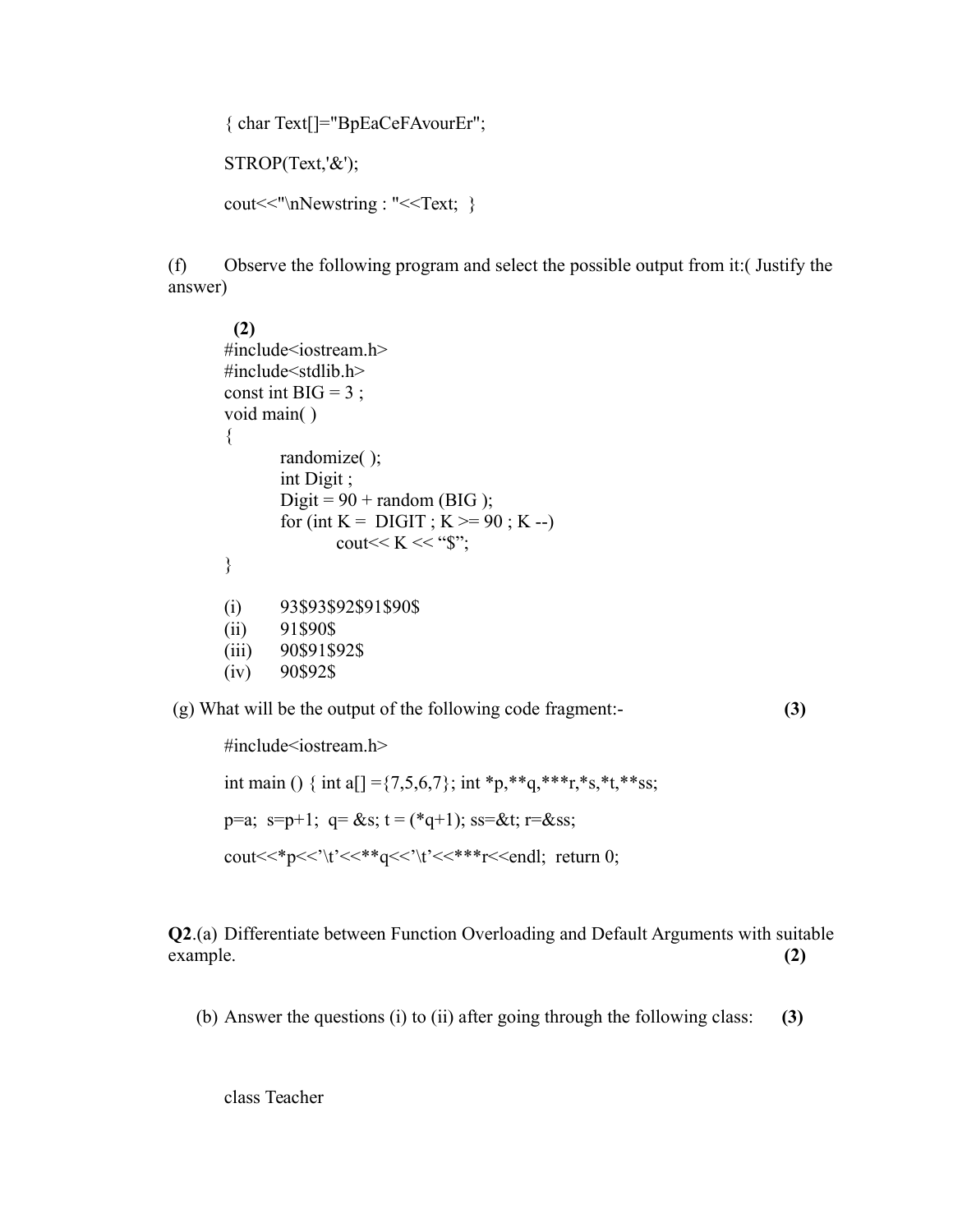```
{ char Text[]="BpEaCeFAvourEr";

STROP(Text,'&');

cout<<"\nNewstring : "<<Text; }
```

(f) Observe the following program and select the possible output from it:( Justify the answer)

**(2)**

```
#include<iostream.h>
#include<stdlib.h>
const int BIG = 3 ;
void main( )
{
        randomize( );
        int Digit ;
        Digit = 90 + random (BIG );
        for (int K =  DIGIT ; K >= 90 ; K --)
                cout<< K << "$";
}
```

(i) 93$93$92$91$90$
(ii) 91$90$
(iii) 90$91$92$
(iv) 90$92$

(g) What will be the output of the following code fragment:- **(3)**

```
#include<iostream.h>

int main () { int a[] ={7,5,6,7}; int *p,**q,***r,*s,*t,**ss;

p=a;  s=p+1;  q= &s; t = (*q+1); ss=&t; r=&ss;

cout<<*p<<'\t'<<**q<<'\t'<<***r<<endl;  return 0;
```

**Q2**.(a) Differentiate between Function Overloading and Default Arguments with suitable example. **(2)**

(b) Answer the questions (i) to (ii) after going through the following class: **(3)**

```
class Teacher
```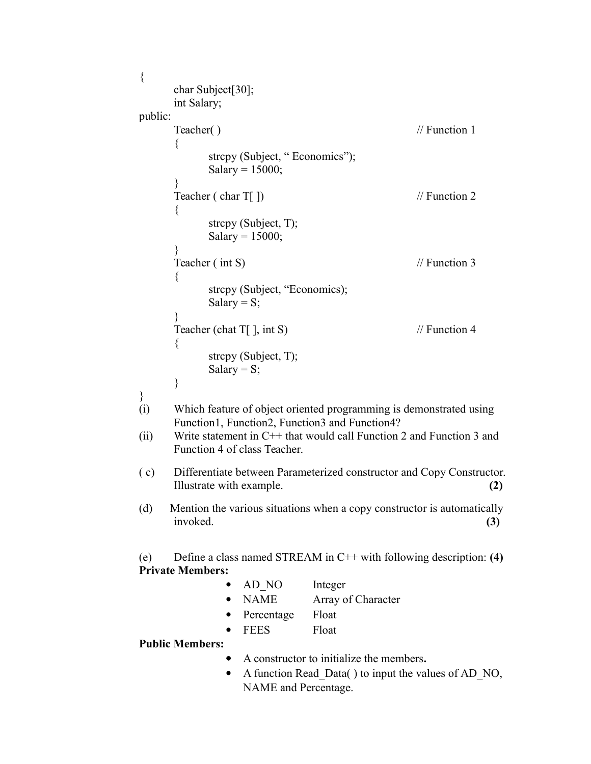```
{
        char Subject[30];
        int Salary;
public:
        Teacher( )                                          // Function 1
        {
                strcpy (Subject, " Economics");
                Salary = 15000;
        }
        Teacher ( char T[ ])                                // Function 2
        {
                strcpy (Subject, T);
                Salary = 15000;
        }
        Teacher ( int S)                                    // Function 3
        {
                strcpy (Subject, "Economics);
                Salary = S;
        }
        Teacher (chat T[ ], int S)                          // Function 4
        {
                strcpy (Subject, T);
                Salary = S;
        }
}
```

(i) Which feature of object oriented programming is demonstrated using Function1, Function2, Function3 and Function4?

(ii) Write statement in C++ that would call Function 2 and Function 3 and Function 4 of class Teacher.

( c) Differentiate between Parameterized constructor and Copy Constructor. Illustrate with example. **(2)**

(d) Mention the various situations when a copy constructor is automatically invoked. **(3)**

(e) Define a class named STREAM in C++ with following description: **(4)**

**Private Members:**

- AD_NO Integer
- NAME Array of Character
- Percentage Float
- FEES Float

**Public Members:**

- A constructor to initialize the members**.**
- A function Read_Data( ) to input the values of AD_NO, NAME and Percentage.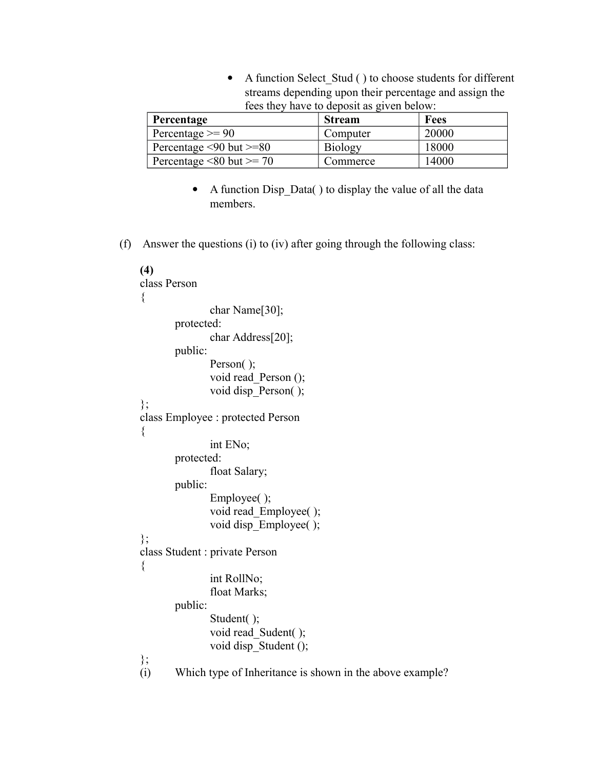- A function Select_Stud ( ) to choose students for different streams depending upon their percentage and assign the fees they have to deposit as given below:

| Percentage | Stream | Fees |
|---|---|---|
| Percentage >= 90 | Computer | 20000 |
| Percentage <90 but >=80 | Biology | 18000 |
| Percentage <80 but >= 70 | Commerce | 14000 |

- A function Disp_Data( ) to display the value of all the data members.

(f) Answer the questions (i) to (iv) after going through the following class:

**(4)**

```
class Person
{
        char Name[30];
    protected:
        char Address[20];
    public:
        Person( );
        void read_Person ();
        void disp_Person( );
};
class Employee : protected Person
{
        int ENo;
    protected:
        float Salary;
    public:
        Employee( );
        void read_Employee( );
        void disp_Employee( );
};
class Student : private Person
{
        int RollNo;
        float Marks;
    public:
        Student( );
        void read_Sudent( );
        void disp_Student ();
};
```

(i) Which type of Inheritance is shown in the above example?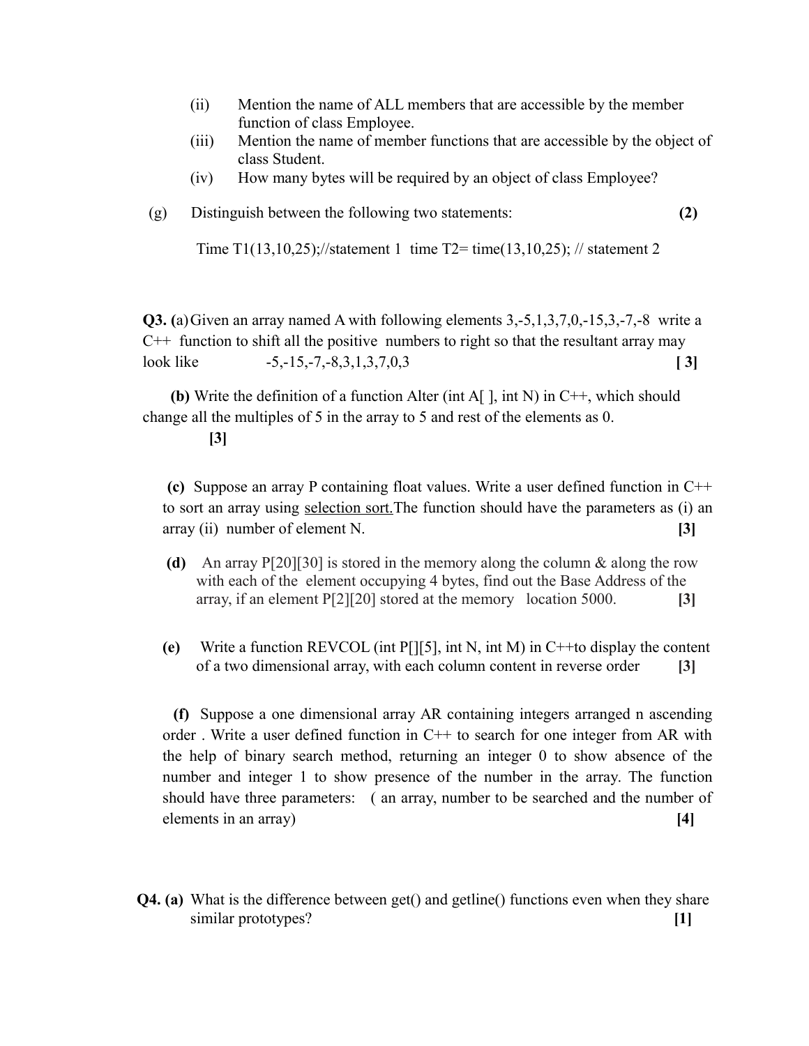(ii) Mention the name of ALL members that are accessible by the member function of class Employee.

(iii) Mention the name of member functions that are accessible by the object of class Student.

(iv) How many bytes will be required by an object of class Employee?

(g) Distinguish between the following two statements: **(2)**

Time T1(13,10,25);//statement 1 time T2= time(13,10,25); // statement 2

**Q3. (**a) Given an array named A with following elements 3,-5,1,3,7,0,-15,3,-7,-8 write a C++ function to shift all the positive numbers to right so that the resultant array may look like -5,-15,-7,-8,3,1,3,7,0,3 **[ 3]**

**(b)** Write the definition of a function Alter (int A[ ], int N) in C++, which should change all the multiples of 5 in the array to 5 and rest of the elements as 0. **[3]**

**(c)** Suppose an array P containing float values. Write a user defined function in C++ to sort an array using selection sort. The function should have the parameters as (i) an array (ii) number of element N. **[3]**

**(d)** An array P[20][30] is stored in the memory along the column & along the row with each of the element occupying 4 bytes, find out the Base Address of the array, if an element P[2][20] stored at the memory location 5000. **[3]**

**(e)** Write a function REVCOL (int P[][5], int N, int M) in C++to display the content of a two dimensional array, with each column content in reverse order **[3]**

**(f)** Suppose a one dimensional array AR containing integers arranged n ascending order . Write a user defined function in C++ to search for one integer from AR with the help of binary search method, returning an integer 0 to show absence of the number and integer 1 to show presence of the number in the array. The function should have three parameters: ( an array, number to be searched and the number of elements in an array) **[4]**

**Q4. (a)** What is the difference between get() and getline() functions even when they share similar prototypes? **[1]**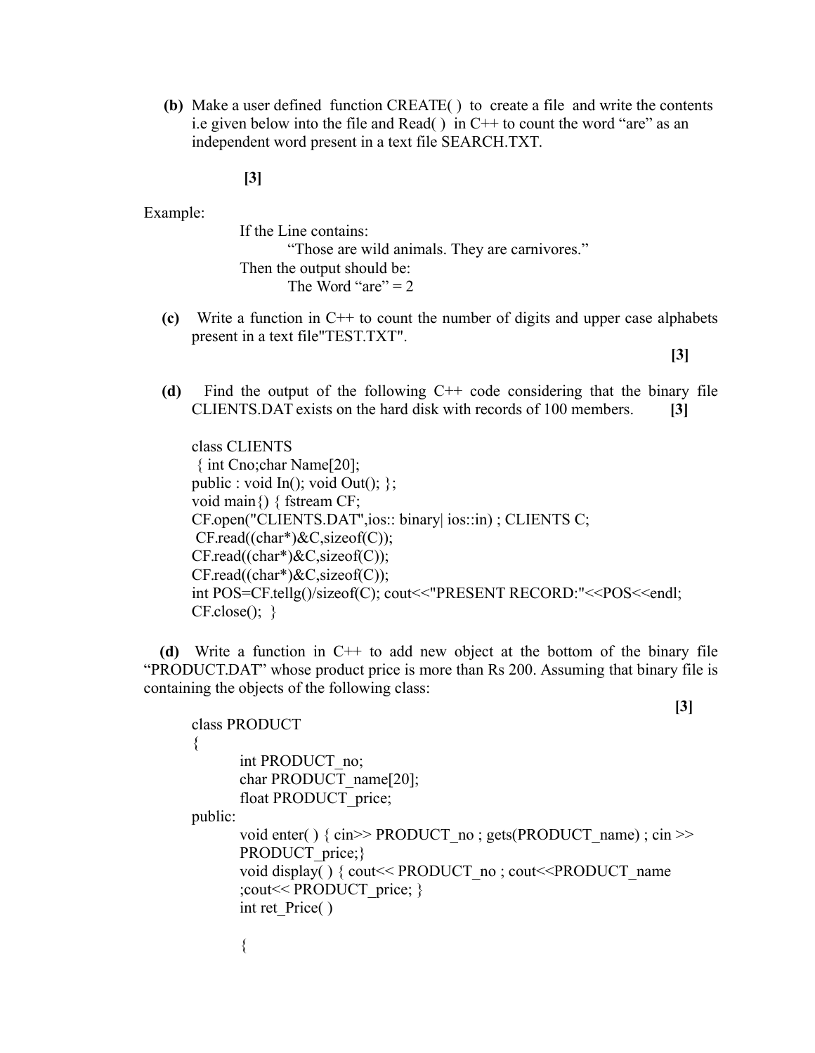**(b)** Make a user defined function CREATE( ) to create a file and write the contents i.e given below into the file and Read( ) in C++ to count the word "are" as an independent word present in a text file SEARCH.TXT.

**[3]**

Example:

If the Line contains:

"Those are wild animals. They are carnivores."

Then the output should be:

The Word "are" = 2

**(c)** Write a function in C++ to count the number of digits and upper case alphabets present in a text file"TEST.TXT". **[3]**

**(d)** Find the output of the following C++ code considering that the binary file CLIENTS.DAT exists on the hard disk with records of 100 members. **[3]**

```
class CLIENTS
 { int Cno;char Name[20];
public : void In(); void Out(); };
void main() { fstream CF;
CF.open("CLIENTS.DAT",ios:: binary| ios::in) ; CLIENTS C;
 CF.read((char*)&C,sizeof(C));
CF.read((char*)&C,sizeof(C));
CF.read((char*)&C,sizeof(C));
int POS=CF.tellg()/sizeof(C); cout<<"PRESENT RECORD:"<<POS<<endl;
CF.close(); }
```

**(d)** Write a function in C++ to add new object at the bottom of the binary file "PRODUCT.DAT" whose product price is more than Rs 200. Assuming that binary file is containing the objects of the following class: **[3]**

```
class PRODUCT
{
        int PRODUCT_no;
        char PRODUCT_name[20];
        float PRODUCT_price;
public:
        void enter( ) { cin>> PRODUCT_no ; gets(PRODUCT_name) ; cin >>
        PRODUCT_price;}
        void display( ) { cout<< PRODUCT_no ; cout<<PRODUCT_name
        ;cout<< PRODUCT_price; }
        int ret_Price( )

        {
```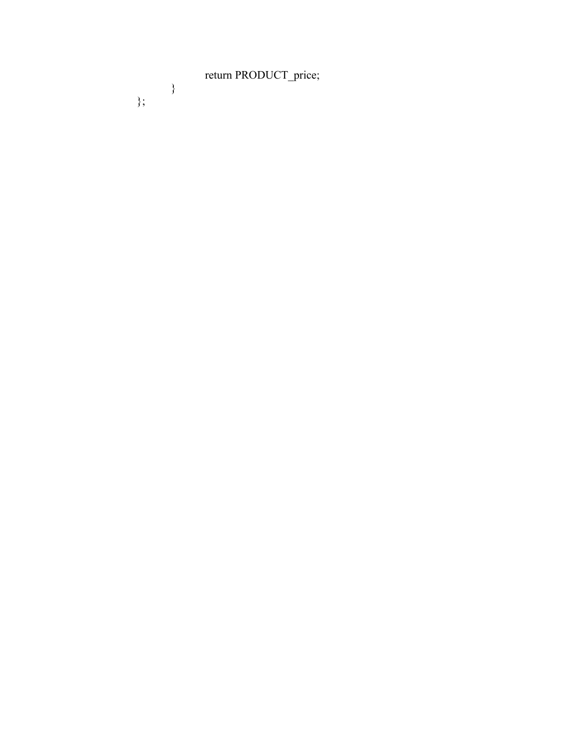```
            return PRODUCT_price;
        }
    };
```